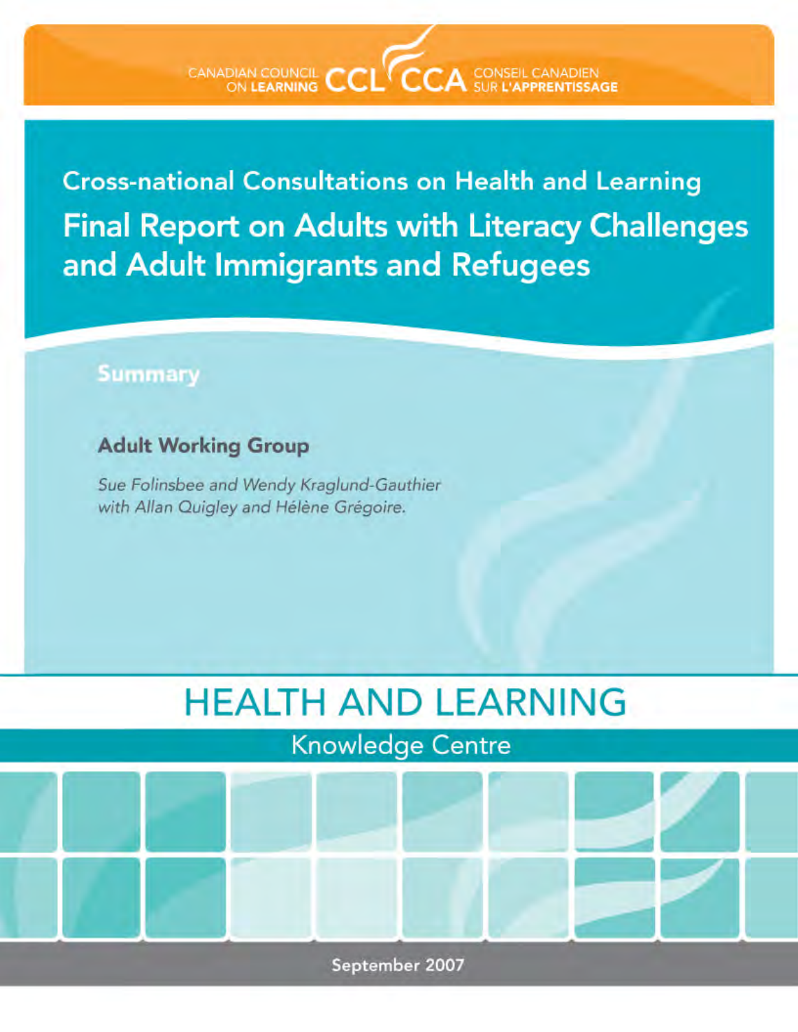CANADIAN COUNCIL ON LEARNING CCL CCA CONSEIL CANADIEN SUR L'APPRENTISSAGE

## Cross-national Consultations on Health and Learning

# Final Report on Adults with Literacy Challenges and Adult Immigrants and Refugees

**Summary**

### Adult Working Group

*Sue Folinsbee and Wendy Kraglund-Gauthier with Allan Quigley and Hélène Grégoire.*

HEALTH AND LEARNING

Knowledge Centre

September 2007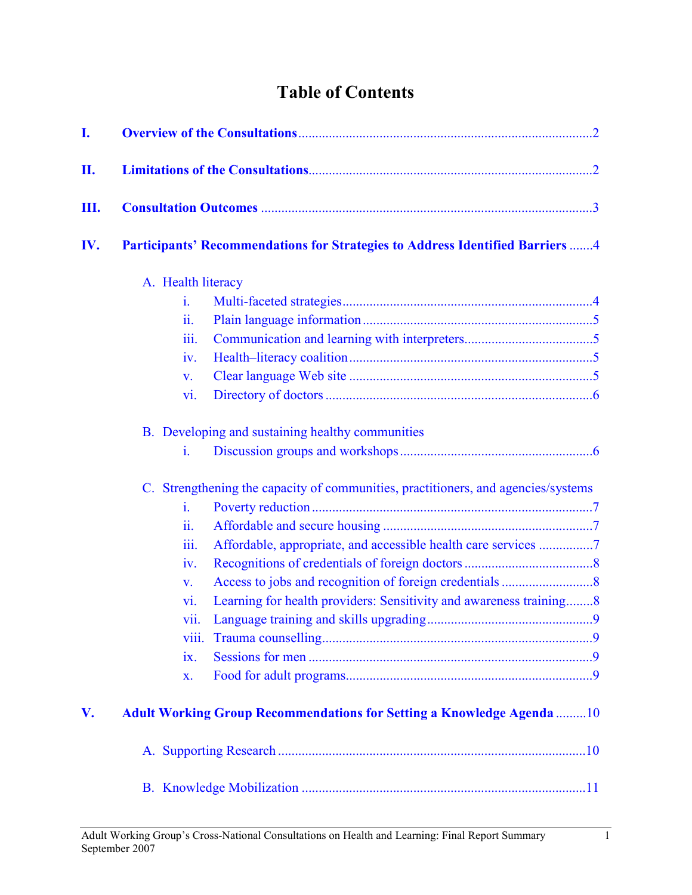# Table of Contents

I. **Overview of the Consultations** ..................... 2

II. **Limitations of the Consultations** ..................... 2

III. **Consultation Outcomes** ..................... 3

IV. **Participants' Recommendations for Strategies to Address Identified Barriers** ..................... 4

A. Health literacy
  - i. Multi-faceted strategies ..................... 4
  - ii. Plain language information ..................... 5
  - iii. Communication and learning with interpreters ..................... 5
  - iv. Health–literacy coalition ..................... 5
  - v. Clear language Web site ..................... 5
  - vi. Directory of doctors ..................... 6

B. Developing and sustaining healthy communities
  - i. Discussion groups and workshops ..................... 6

C. Strengthening the capacity of communities, practitioners, and agencies/systems
  - i. Poverty reduction ..................... 7
  - ii. Affordable and secure housing ..................... 7
  - iii. Affordable, appropriate, and accessible health care services ..................... 7
  - iv. Recognitions of credentials of foreign doctors ..................... 8
  - v. Access to jobs and recognition of foreign credentials ..................... 8
  - vi. Learning for health providers: Sensitivity and awareness training ..................... 8
  - vii. Language training and skills upgrading ..................... 9
  - viii. Trauma counselling ..................... 9
  - ix. Sessions for men ..................... 9
  - x. Food for adult programs ..................... 9

V. **Adult Working Group Recommendations for Setting a Knowledge Agenda** ..................... 10

A. Supporting Research ..................... 10

B. Knowledge Mobilization ..................... 11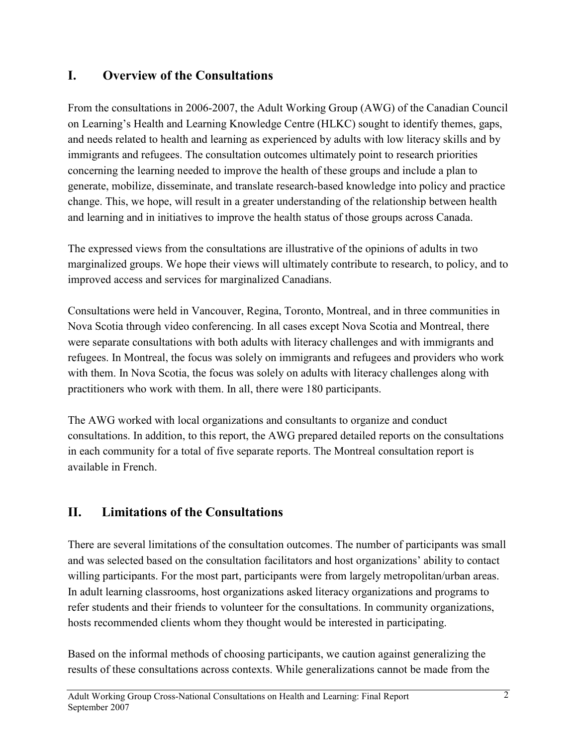## I. Overview of the Consultations

From the consultations in 2006-2007, the Adult Working Group (AWG) of the Canadian Council on Learning's Health and Learning Knowledge Centre (HLKC) sought to identify themes, gaps, and needs related to health and learning as experienced by adults with low literacy skills and by immigrants and refugees. The consultation outcomes ultimately point to research priorities concerning the learning needed to improve the health of these groups and include a plan to generate, mobilize, disseminate, and translate research-based knowledge into policy and practice change. This, we hope, will result in a greater understanding of the relationship between health and learning and in initiatives to improve the health status of those groups across Canada.

The expressed views from the consultations are illustrative of the opinions of adults in two marginalized groups. We hope their views will ultimately contribute to research, to policy, and to improved access and services for marginalized Canadians.

Consultations were held in Vancouver, Regina, Toronto, Montreal, and in three communities in Nova Scotia through video conferencing. In all cases except Nova Scotia and Montreal, there were separate consultations with both adults with literacy challenges and with immigrants and refugees. In Montreal, the focus was solely on immigrants and refugees and providers who work with them. In Nova Scotia, the focus was solely on adults with literacy challenges along with practitioners who work with them. In all, there were 180 participants.

The AWG worked with local organizations and consultants to organize and conduct consultations. In addition, to this report, the AWG prepared detailed reports on the consultations in each community for a total of five separate reports. The Montreal consultation report is available in French.

## II. Limitations of the Consultations

There are several limitations of the consultation outcomes. The number of participants was small and was selected based on the consultation facilitators and host organizations' ability to contact willing participants. For the most part, participants were from largely metropolitan/urban areas. In adult learning classrooms, host organizations asked literacy organizations and programs to refer students and their friends to volunteer for the consultations. In community organizations, hosts recommended clients whom they thought would be interested in participating.

Based on the informal methods of choosing participants, we caution against generalizing the results of these consultations across contexts. While generalizations cannot be made from the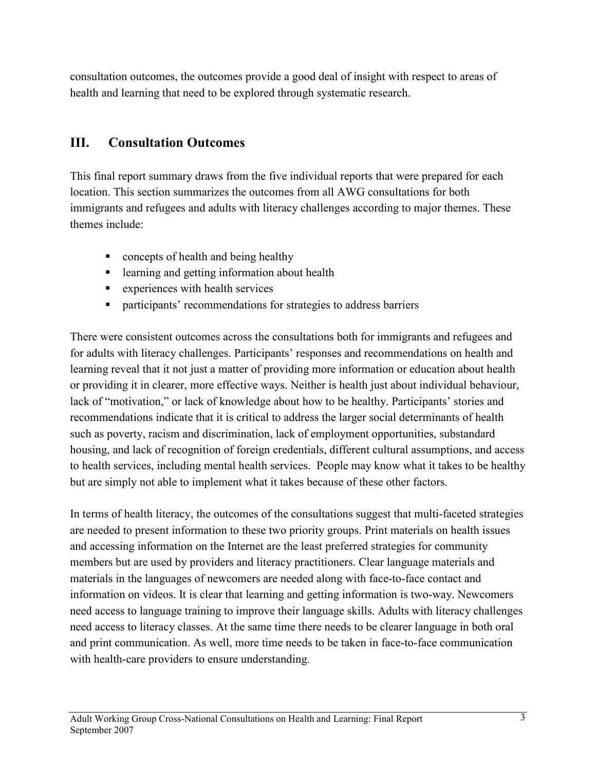consultation outcomes, the outcomes provide a good deal of insight with respect to areas of health and learning that need to be explored through systematic research.

## III. Consultation Outcomes

This final report summary draws from the five individual reports that were prepared for each location. This section summarizes the outcomes from all AWG consultations for both immigrants and refugees and adults with literacy challenges according to major themes. These themes include:

- concepts of health and being healthy
- learning and getting information about health
- experiences with health services
- participants' recommendations for strategies to address barriers

There were consistent outcomes across the consultations both for immigrants and refugees and for adults with literacy challenges. Participants' responses and recommendations on health and learning reveal that it not just a matter of providing more information or education about health or providing it in clearer, more effective ways. Neither is health just about individual behaviour, lack of "motivation," or lack of knowledge about how to be healthy. Participants' stories and recommendations indicate that it is critical to address the larger social determinants of health such as poverty, racism and discrimination, lack of employment opportunities, substandard housing, and lack of recognition of foreign credentials, different cultural assumptions, and access to health services, including mental health services. People may know what it takes to be healthy but are simply not able to implement what it takes because of these other factors.

In terms of health literacy, the outcomes of the consultations suggest that multi-faceted strategies are needed to present information to these two priority groups. Print materials on health issues and accessing information on the Internet are the least preferred strategies for community members but are used by providers and literacy practitioners. Clear language materials and materials in the languages of newcomers are needed along with face-to-face contact and information on videos. It is clear that learning and getting information is two-way. Newcomers need access to language training to improve their language skills. Adults with literacy challenges need access to literacy classes. At the same time there needs to be clearer language in both oral and print communication. As well, more time needs to be taken in face-to-face communication with health-care providers to ensure understanding.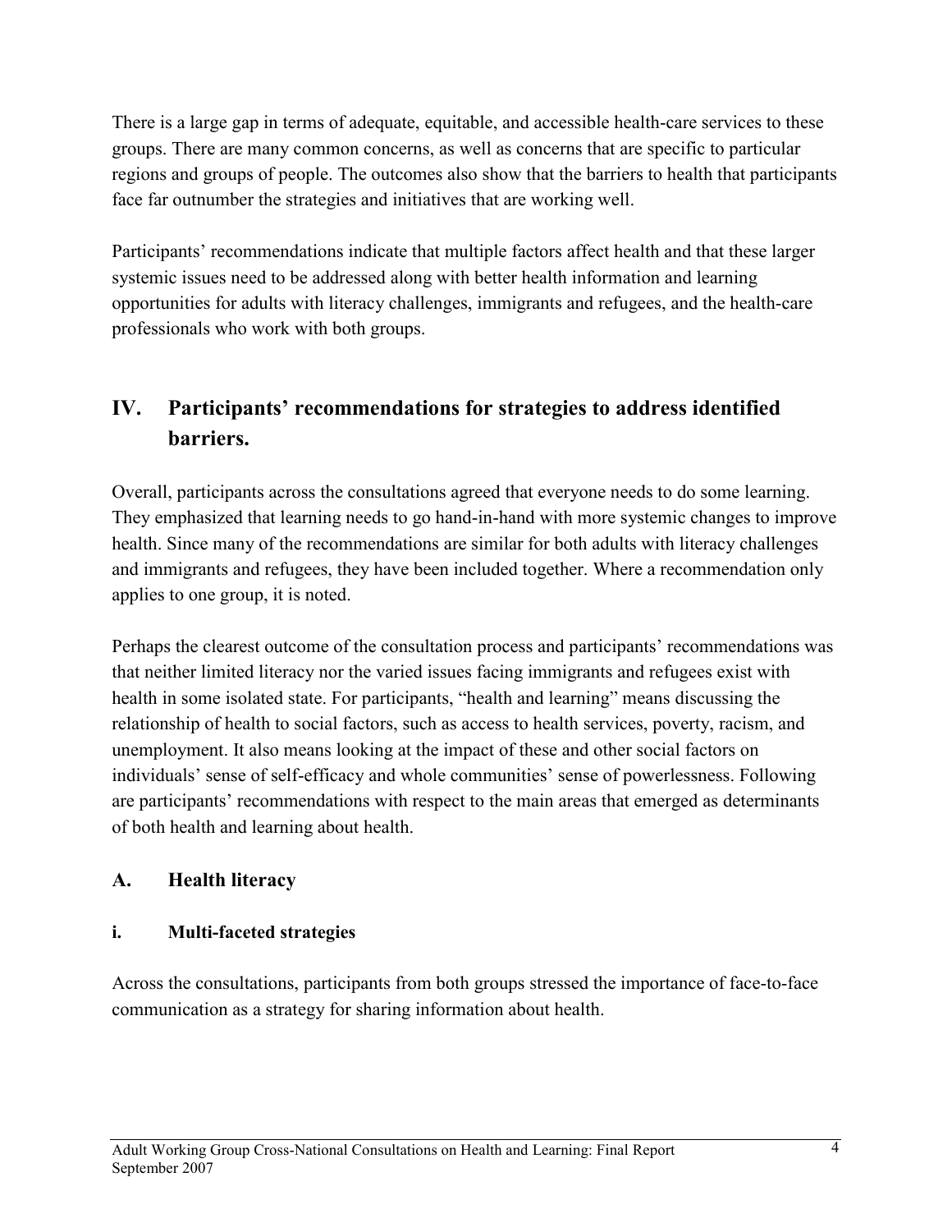There is a large gap in terms of adequate, equitable, and accessible health-care services to these groups. There are many common concerns, as well as concerns that are specific to particular regions and groups of people. The outcomes also show that the barriers to health that participants face far outnumber the strategies and initiatives that are working well.

Participants' recommendations indicate that multiple factors affect health and that these larger systemic issues need to be addressed along with better health information and learning opportunities for adults with literacy challenges, immigrants and refugees, and the health-care professionals who work with both groups.

## IV. Participants' recommendations for strategies to address identified barriers.

Overall, participants across the consultations agreed that everyone needs to do some learning. They emphasized that learning needs to go hand-in-hand with more systemic changes to improve health. Since many of the recommendations are similar for both adults with literacy challenges and immigrants and refugees, they have been included together. Where a recommendation only applies to one group, it is noted.

Perhaps the clearest outcome of the consultation process and participants' recommendations was that neither limited literacy nor the varied issues facing immigrants and refugees exist with health in some isolated state. For participants, "health and learning" means discussing the relationship of health to social factors, such as access to health services, poverty, racism, and unemployment. It also means looking at the impact of these and other social factors on individuals' sense of self-efficacy and whole communities' sense of powerlessness. Following are participants' recommendations with respect to the main areas that emerged as determinants of both health and learning about health.

### A. Health literacy

#### i. Multi-faceted strategies

Across the consultations, participants from both groups stressed the importance of face-to-face communication as a strategy for sharing information about health.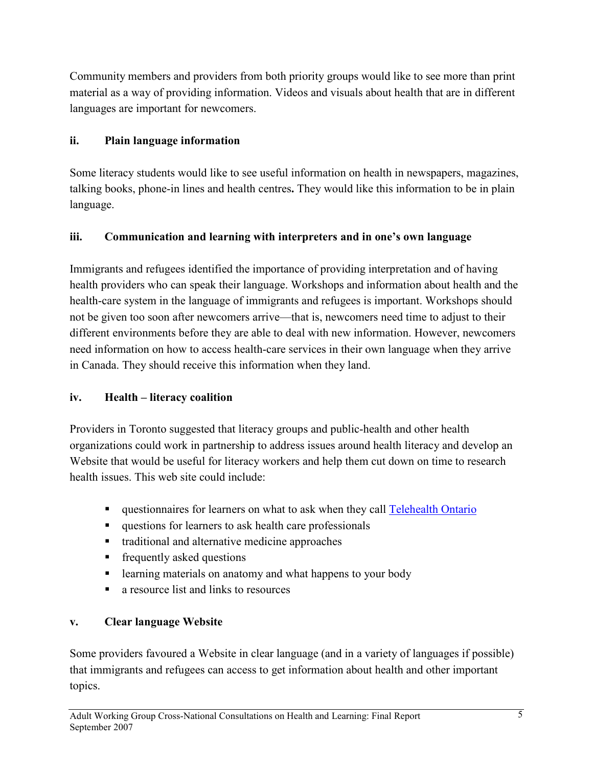Community members and providers from both priority groups would like to see more than print material as a way of providing information. Videos and visuals about health that are in different languages are important for newcomers.

### ii. Plain language information

Some literacy students would like to see useful information on health in newspapers, magazines, talking books, phone-in lines and health centres**.** They would like this information to be in plain language.

### iii. Communication and learning with interpreters and in one's own language

Immigrants and refugees identified the importance of providing interpretation and of having health providers who can speak their language. Workshops and information about health and the health-care system in the language of immigrants and refugees is important. Workshops should not be given too soon after newcomers arrive—that is, newcomers need time to adjust to their different environments before they are able to deal with new information. However, newcomers need information on how to access health-care services in their own language when they arrive in Canada. They should receive this information when they land.

### iv. Health – literacy coalition

Providers in Toronto suggested that literacy groups and public-health and other health organizations could work in partnership to address issues around health literacy and develop an Website that would be useful for literacy workers and help them cut down on time to research health issues. This web site could include:

- questionnaires for learners on what to ask when they call Telehealth Ontario
- questions for learners to ask health care professionals
- traditional and alternative medicine approaches
- frequently asked questions
- learning materials on anatomy and what happens to your body
- a resource list and links to resources

### v. Clear language Website

Some providers favoured a Website in clear language (and in a variety of languages if possible) that immigrants and refugees can access to get information about health and other important topics.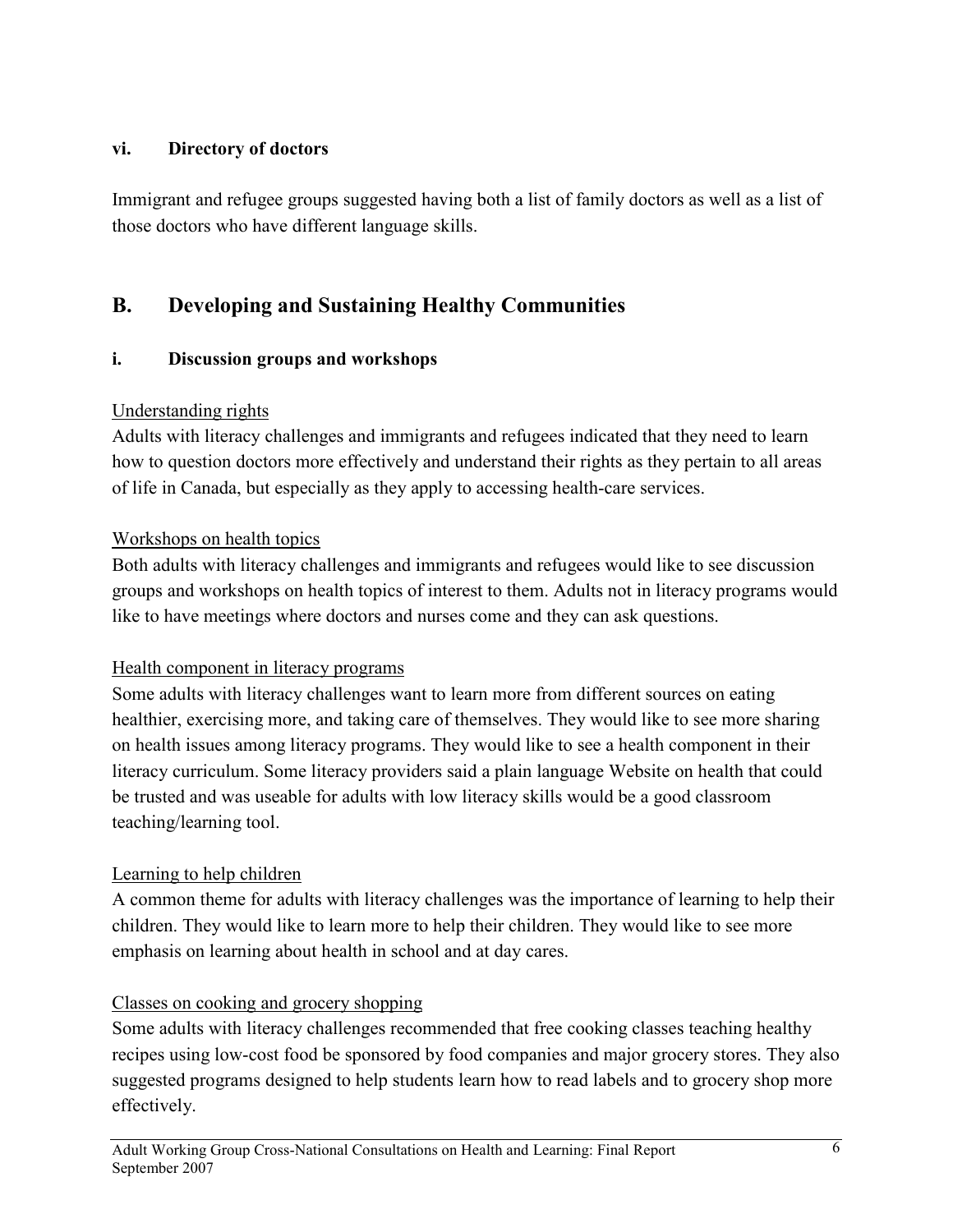### vi. Directory of doctors

Immigrant and refugee groups suggested having both a list of family doctors as well as a list of those doctors who have different language skills.

## B. Developing and Sustaining Healthy Communities

### i. Discussion groups and workshops

Understanding rights

Adults with literacy challenges and immigrants and refugees indicated that they need to learn how to question doctors more effectively and understand their rights as they pertain to all areas of life in Canada, but especially as they apply to accessing health-care services.

Workshops on health topics

Both adults with literacy challenges and immigrants and refugees would like to see discussion groups and workshops on health topics of interest to them. Adults not in literacy programs would like to have meetings where doctors and nurses come and they can ask questions.

Health component in literacy programs

Some adults with literacy challenges want to learn more from different sources on eating healthier, exercising more, and taking care of themselves. They would like to see more sharing on health issues among literacy programs. They would like to see a health component in their literacy curriculum. Some literacy providers said a plain language Website on health that could be trusted and was useable for adults with low literacy skills would be a good classroom teaching/learning tool.

Learning to help children

A common theme for adults with literacy challenges was the importance of learning to help their children. They would like to learn more to help their children. They would like to see more emphasis on learning about health in school and at day cares.

Classes on cooking and grocery shopping

Some adults with literacy challenges recommended that free cooking classes teaching healthy recipes using low-cost food be sponsored by food companies and major grocery stores. They also suggested programs designed to help students learn how to read labels and to grocery shop more effectively.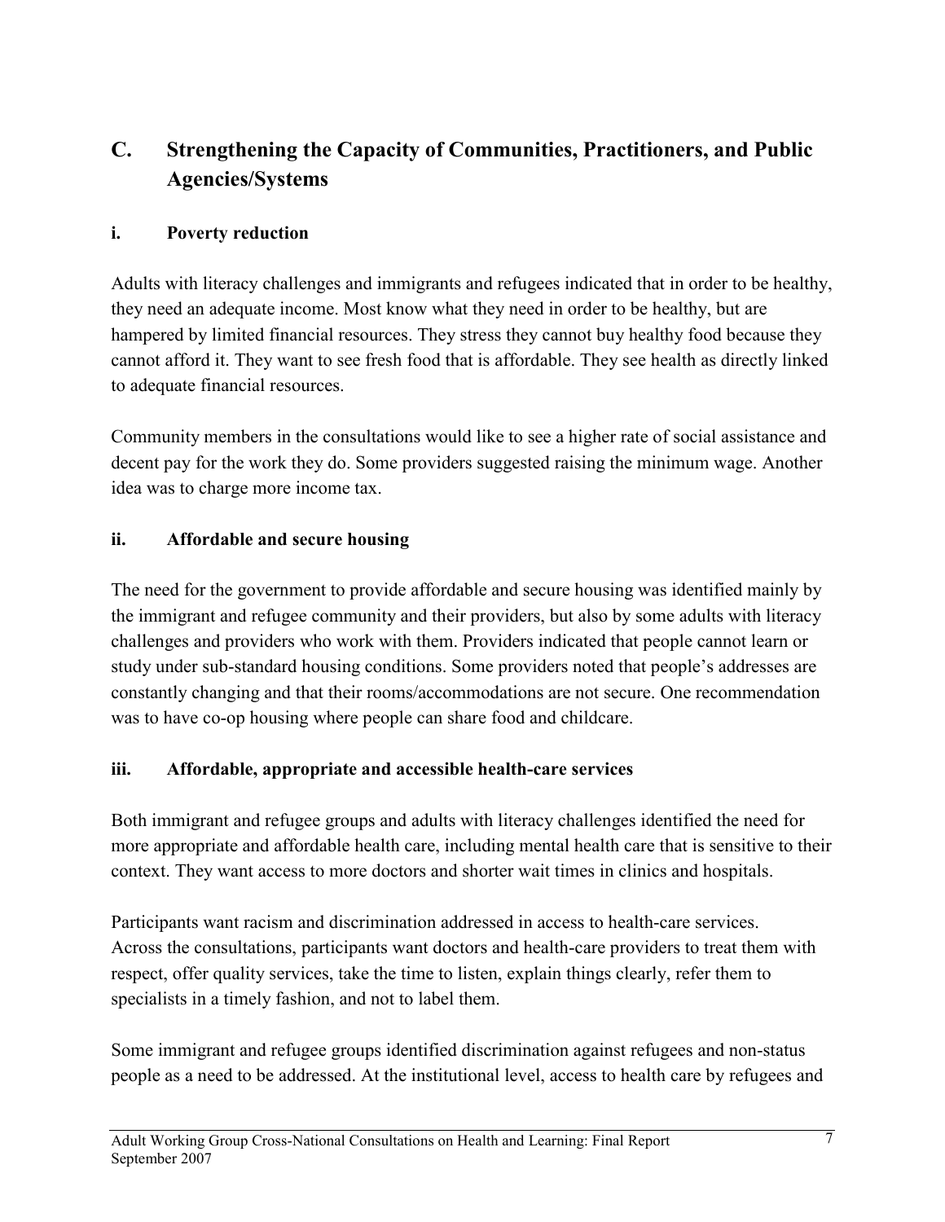## C. Strengthening the Capacity of Communities, Practitioners, and Public Agencies/Systems

### i. Poverty reduction

Adults with literacy challenges and immigrants and refugees indicated that in order to be healthy, they need an adequate income. Most know what they need in order to be healthy, but are hampered by limited financial resources. They stress they cannot buy healthy food because they cannot afford it. They want to see fresh food that is affordable. They see health as directly linked to adequate financial resources.

Community members in the consultations would like to see a higher rate of social assistance and decent pay for the work they do. Some providers suggested raising the minimum wage. Another idea was to charge more income tax.

### ii. Affordable and secure housing

The need for the government to provide affordable and secure housing was identified mainly by the immigrant and refugee community and their providers, but also by some adults with literacy challenges and providers who work with them. Providers indicated that people cannot learn or study under sub-standard housing conditions. Some providers noted that people's addresses are constantly changing and that their rooms/accommodations are not secure. One recommendation was to have co-op housing where people can share food and childcare.

### iii. Affordable, appropriate and accessible health-care services

Both immigrant and refugee groups and adults with literacy challenges identified the need for more appropriate and affordable health care, including mental health care that is sensitive to their context. They want access to more doctors and shorter wait times in clinics and hospitals.

Participants want racism and discrimination addressed in access to health-care services. Across the consultations, participants want doctors and health-care providers to treat them with respect, offer quality services, take the time to listen, explain things clearly, refer them to specialists in a timely fashion, and not to label them.

Some immigrant and refugee groups identified discrimination against refugees and non-status people as a need to be addressed. At the institutional level, access to health care by refugees and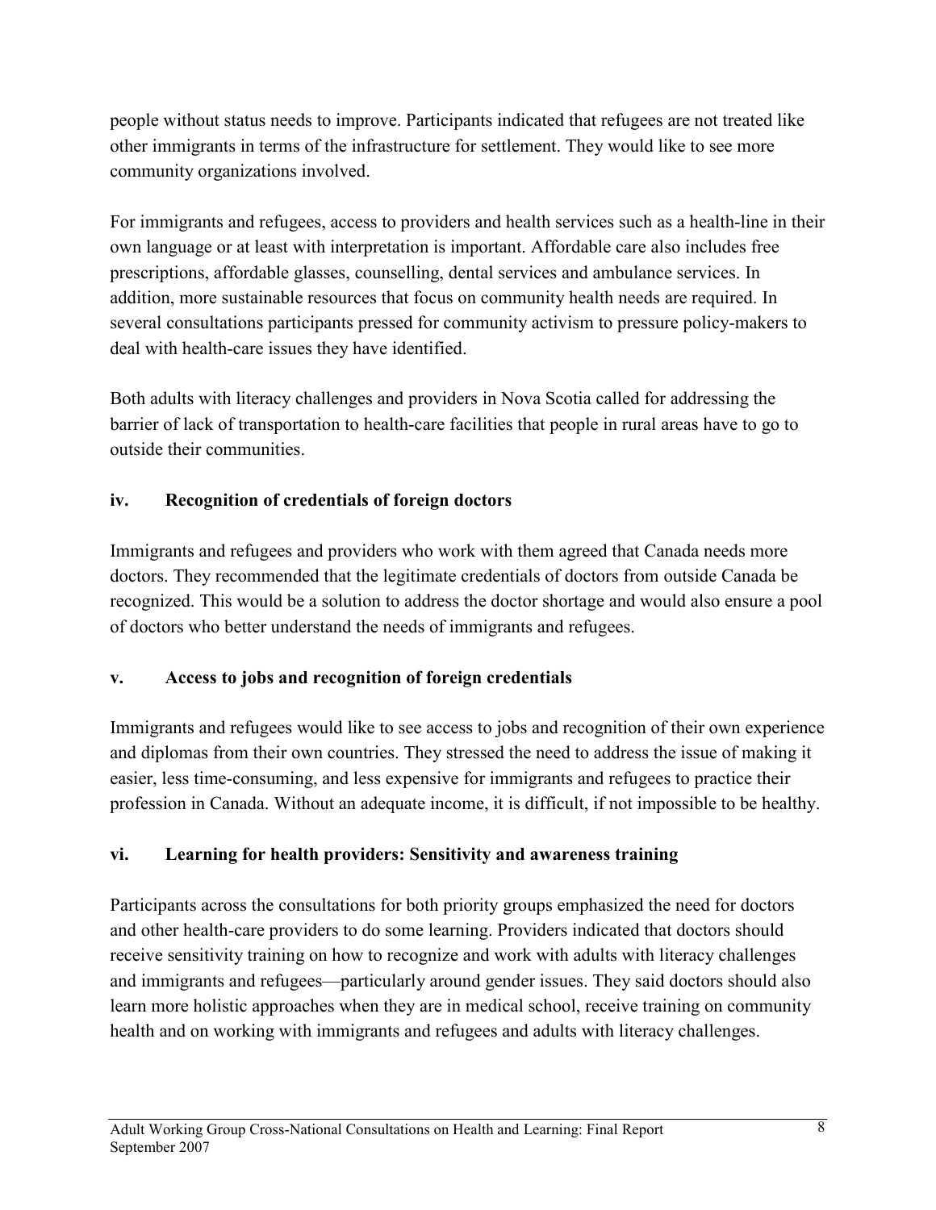people without status needs to improve. Participants indicated that refugees are not treated like other immigrants in terms of the infrastructure for settlement. They would like to see more community organizations involved.

For immigrants and refugees, access to providers and health services such as a health-line in their own language or at least with interpretation is important. Affordable care also includes free prescriptions, affordable glasses, counselling, dental services and ambulance services. In addition, more sustainable resources that focus on community health needs are required. In several consultations participants pressed for community activism to pressure policy-makers to deal with health-care issues they have identified.

Both adults with literacy challenges and providers in Nova Scotia called for addressing the barrier of lack of transportation to health-care facilities that people in rural areas have to go to outside their communities.

### iv. Recognition of credentials of foreign doctors

Immigrants and refugees and providers who work with them agreed that Canada needs more doctors. They recommended that the legitimate credentials of doctors from outside Canada be recognized. This would be a solution to address the doctor shortage and would also ensure a pool of doctors who better understand the needs of immigrants and refugees.

### v. Access to jobs and recognition of foreign credentials

Immigrants and refugees would like to see access to jobs and recognition of their own experience and diplomas from their own countries. They stressed the need to address the issue of making it easier, less time-consuming, and less expensive for immigrants and refugees to practice their profession in Canada. Without an adequate income, it is difficult, if not impossible to be healthy.

### vi. Learning for health providers: Sensitivity and awareness training

Participants across the consultations for both priority groups emphasized the need for doctors and other health-care providers to do some learning. Providers indicated that doctors should receive sensitivity training on how to recognize and work with adults with literacy challenges and immigrants and refugees—particularly around gender issues. They said doctors should also learn more holistic approaches when they are in medical school, receive training on community health and on working with immigrants and refugees and adults with literacy challenges.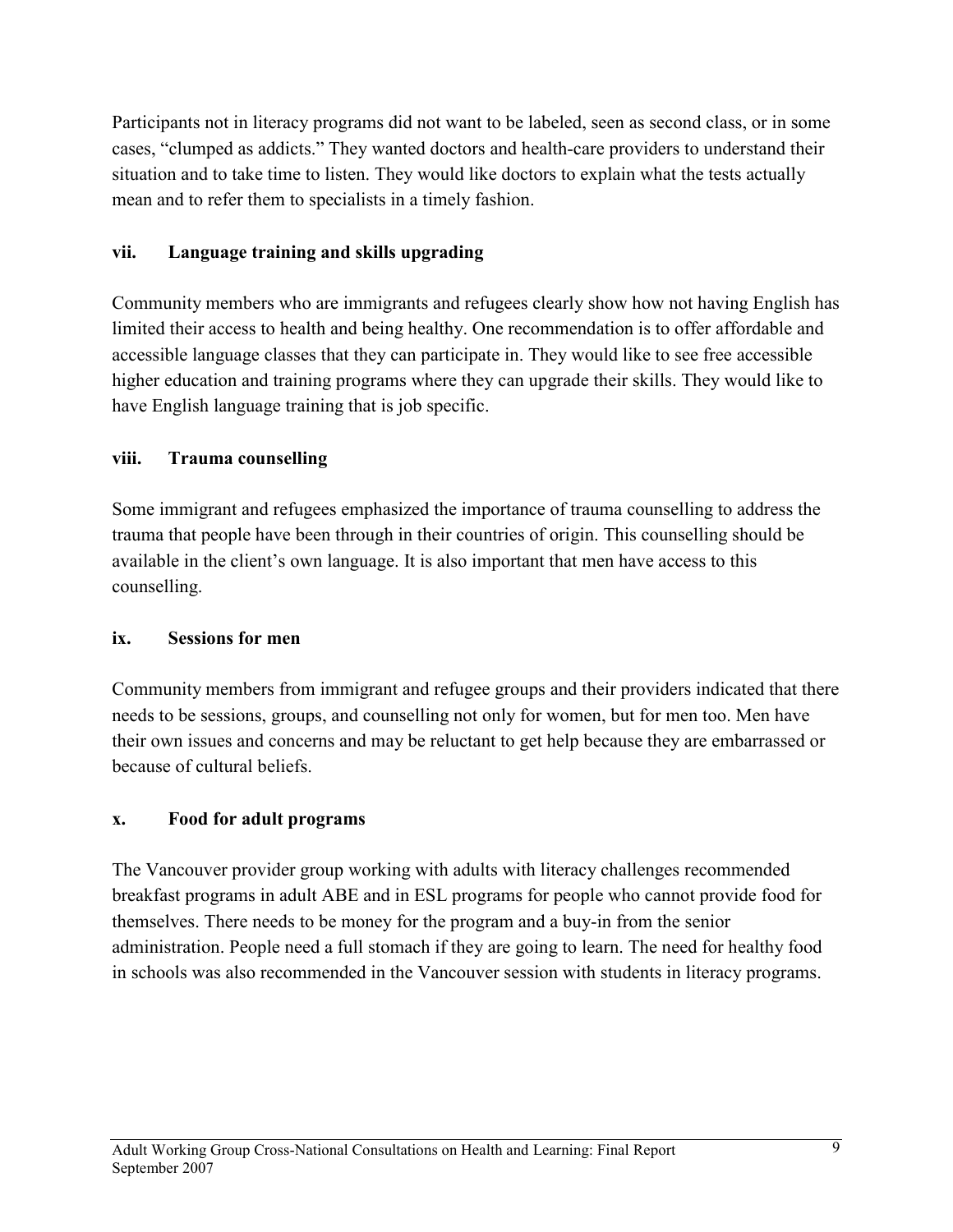Participants not in literacy programs did not want to be labeled, seen as second class, or in some cases, "clumped as addicts." They wanted doctors and health-care providers to understand their situation and to take time to listen. They would like doctors to explain what the tests actually mean and to refer them to specialists in a timely fashion.

### vii. Language training and skills upgrading

Community members who are immigrants and refugees clearly show how not having English has limited their access to health and being healthy. One recommendation is to offer affordable and accessible language classes that they can participate in. They would like to see free accessible higher education and training programs where they can upgrade their skills. They would like to have English language training that is job specific.

### viii. Trauma counselling

Some immigrant and refugees emphasized the importance of trauma counselling to address the trauma that people have been through in their countries of origin. This counselling should be available in the client's own language. It is also important that men have access to this counselling.

### ix. Sessions for men

Community members from immigrant and refugee groups and their providers indicated that there needs to be sessions, groups, and counselling not only for women, but for men too. Men have their own issues and concerns and may be reluctant to get help because they are embarrassed or because of cultural beliefs.

### x. Food for adult programs

The Vancouver provider group working with adults with literacy challenges recommended breakfast programs in adult ABE and in ESL programs for people who cannot provide food for themselves. There needs to be money for the program and a buy-in from the senior administration. People need a full stomach if they are going to learn. The need for healthy food in schools was also recommended in the Vancouver session with students in literacy programs.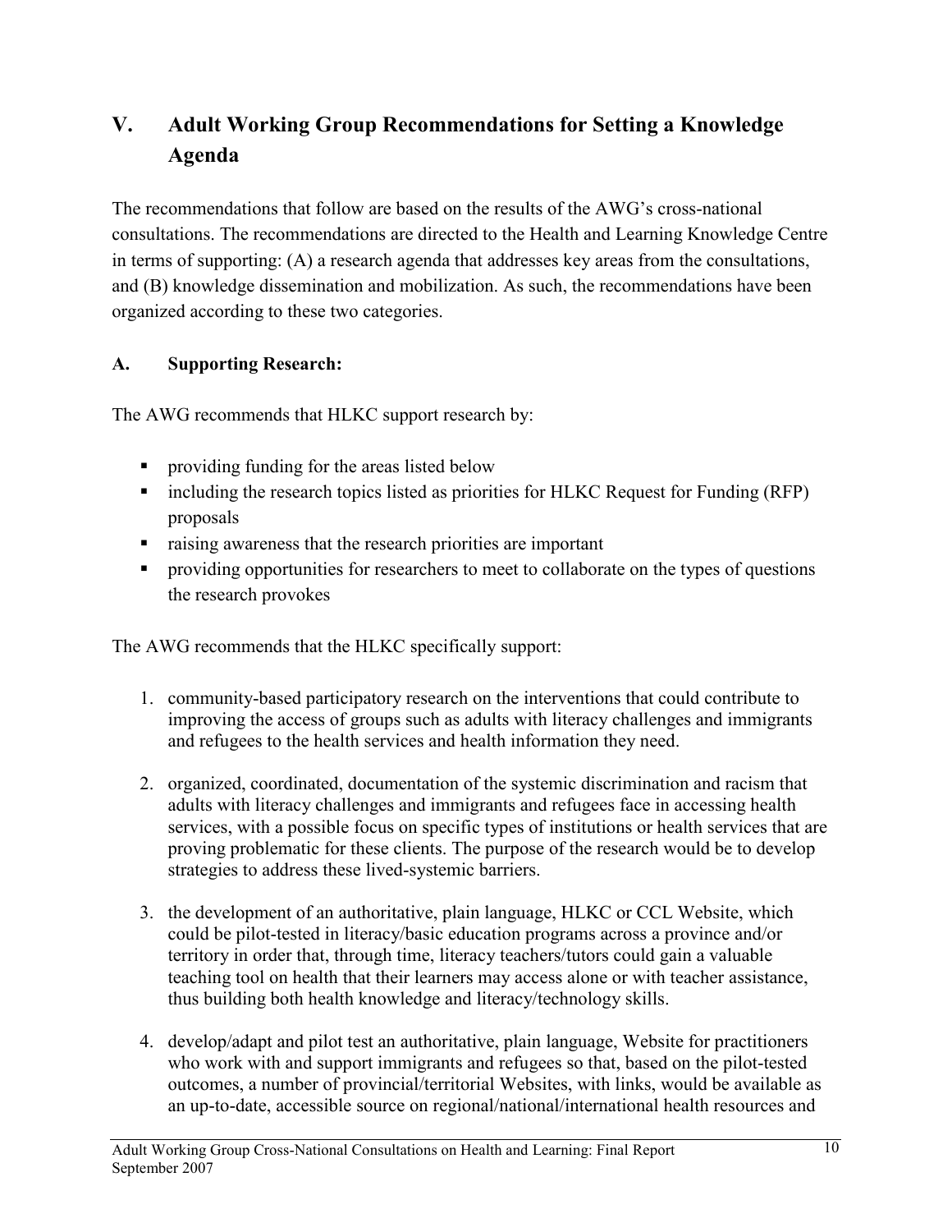## V. Adult Working Group Recommendations for Setting a Knowledge Agenda

The recommendations that follow are based on the results of the AWG's cross-national consultations. The recommendations are directed to the Health and Learning Knowledge Centre in terms of supporting: (A) a research agenda that addresses key areas from the consultations, and (B) knowledge dissemination and mobilization. As such, the recommendations have been organized according to these two categories.

### A. Supporting Research:

The AWG recommends that HLKC support research by:

- providing funding for the areas listed below
- including the research topics listed as priorities for HLKC Request for Funding (RFP) proposals
- raising awareness that the research priorities are important
- providing opportunities for researchers to meet to collaborate on the types of questions the research provokes

The AWG recommends that the HLKC specifically support:

1. community-based participatory research on the interventions that could contribute to improving the access of groups such as adults with literacy challenges and immigrants and refugees to the health services and health information they need.

2. organized, coordinated, documentation of the systemic discrimination and racism that adults with literacy challenges and immigrants and refugees face in accessing health services, with a possible focus on specific types of institutions or health services that are proving problematic for these clients. The purpose of the research would be to develop strategies to address these lived-systemic barriers.

3. the development of an authoritative, plain language, HLKC or CCL Website, which could be pilot-tested in literacy/basic education programs across a province and/or territory in order that, through time, literacy teachers/tutors could gain a valuable teaching tool on health that their learners may access alone or with teacher assistance, thus building both health knowledge and literacy/technology skills.

4. develop/adapt and pilot test an authoritative, plain language, Website for practitioners who work with and support immigrants and refugees so that, based on the pilot-tested outcomes, a number of provincial/territorial Websites, with links, would be available as an up-to-date, accessible source on regional/national/international health resources and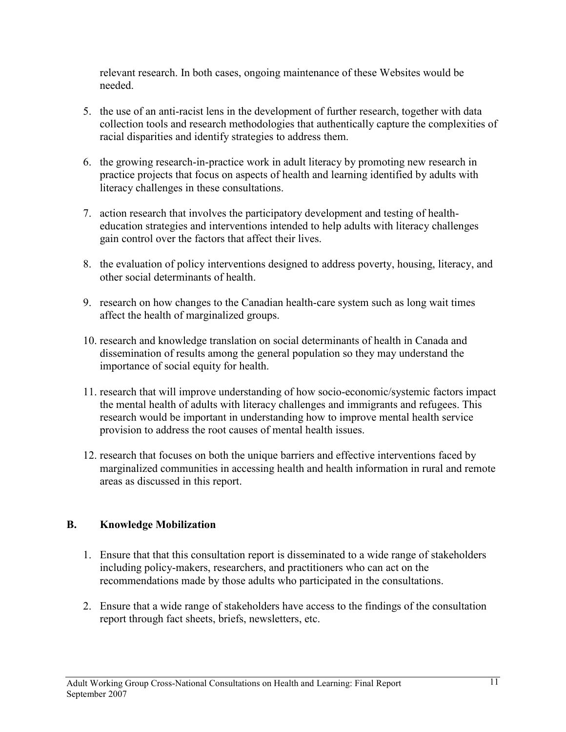relevant research. In both cases, ongoing maintenance of these Websites would be needed.

5. the use of an anti-racist lens in the development of further research, together with data collection tools and research methodologies that authentically capture the complexities of racial disparities and identify strategies to address them.

6. the growing research-in-practice work in adult literacy by promoting new research in practice projects that focus on aspects of health and learning identified by adults with literacy challenges in these consultations.

7. action research that involves the participatory development and testing of health-education strategies and interventions intended to help adults with literacy challenges gain control over the factors that affect their lives.

8. the evaluation of policy interventions designed to address poverty, housing, literacy, and other social determinants of health.

9. research on how changes to the Canadian health-care system such as long wait times affect the health of marginalized groups.

10. research and knowledge translation on social determinants of health in Canada and dissemination of results among the general population so they may understand the importance of social equity for health.

11. research that will improve understanding of how socio-economic/systemic factors impact the mental health of adults with literacy challenges and immigrants and refugees. This research would be important in understanding how to improve mental health service provision to address the root causes of mental health issues.

12. research that focuses on both the unique barriers and effective interventions faced by marginalized communities in accessing health and health information in rural and remote areas as discussed in this report.

## B. Knowledge Mobilization

1. Ensure that that this consultation report is disseminated to a wide range of stakeholders including policy-makers, researchers, and practitioners who can act on the recommendations made by those adults who participated in the consultations.

2. Ensure that a wide range of stakeholders have access to the findings of the consultation report through fact sheets, briefs, newsletters, etc.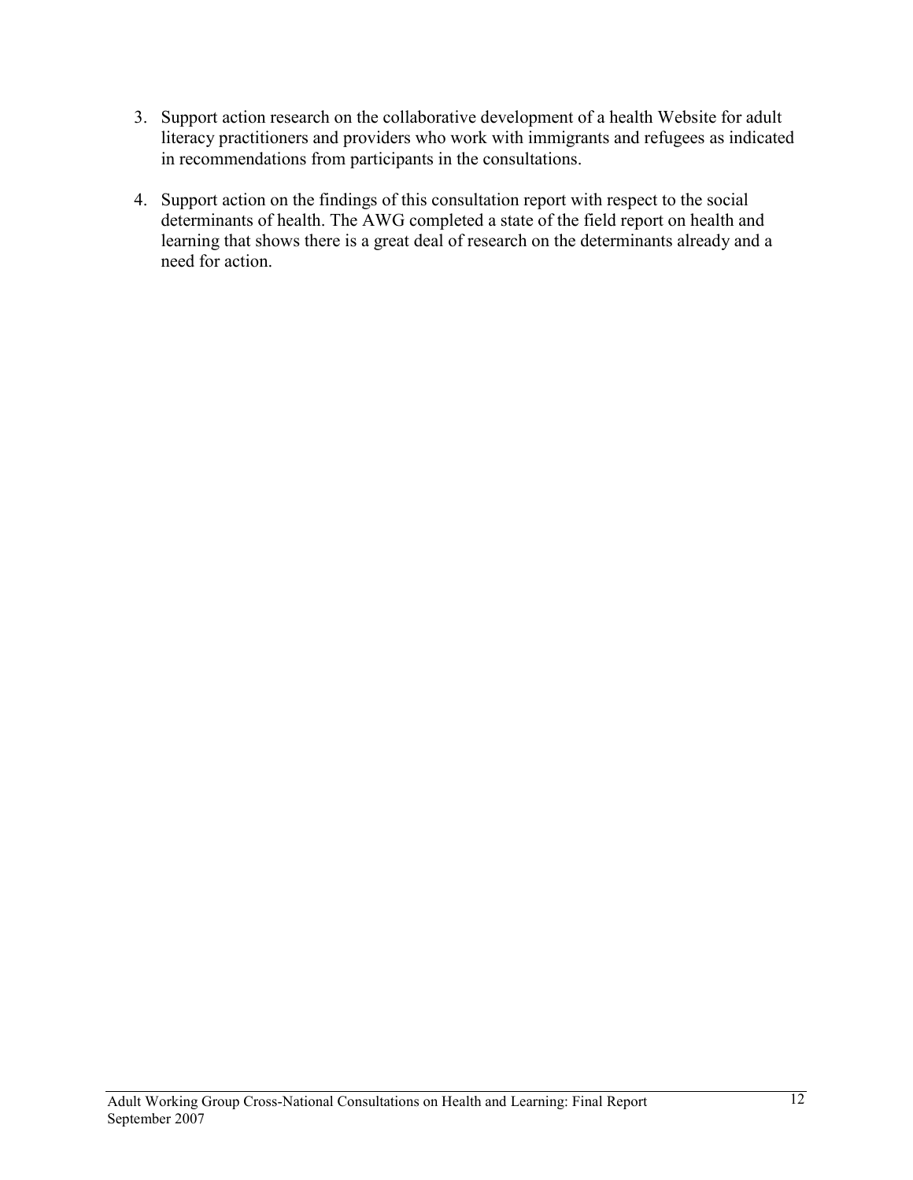3. Support action research on the collaborative development of a health Website for adult literacy practitioners and providers who work with immigrants and refugees as indicated in recommendations from participants in the consultations.

4. Support action on the findings of this consultation report with respect to the social determinants of health. The AWG completed a state of the field report on health and learning that shows there is a great deal of research on the determinants already and a need for action.